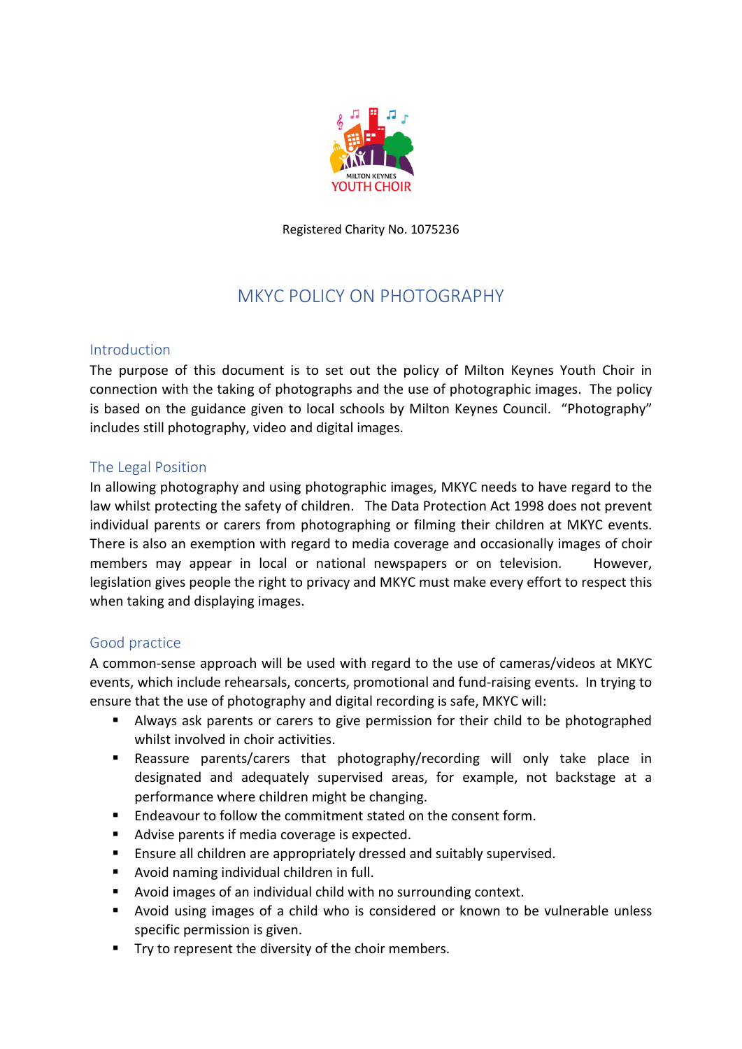MILTON KEYNES YOUTH CHOIR

Registered Charity No. 1075236

# MKYC POLICY ON PHOTOGRAPHY

## Introduction

The purpose of this document is to set out the policy of Milton Keynes Youth Choir in connection with the taking of photographs and the use of photographic images. The policy is based on the guidance given to local schools by Milton Keynes Council. "Photography" includes still photography, video and digital images.

## The Legal Position

In allowing photography and using photographic images, MKYC needs to have regard to the law whilst protecting the safety of children. The Data Protection Act 1998 does not prevent individual parents or carers from photographing or filming their children at MKYC events. There is also an exemption with regard to media coverage and occasionally images of choir members may appear in local or national newspapers or on television. However, legislation gives people the right to privacy and MKYC must make every effort to respect this when taking and displaying images.

## Good practice

A common-sense approach will be used with regard to the use of cameras/videos at MKYC events, which include rehearsals, concerts, promotional and fund-raising events. In trying to ensure that the use of photography and digital recording is safe, MKYC will:

- Always ask parents or carers to give permission for their child to be photographed whilst involved in choir activities.
- Reassure parents/carers that photography/recording will only take place in designated and adequately supervised areas, for example, not backstage at a performance where children might be changing.
- Endeavour to follow the commitment stated on the consent form.
- Advise parents if media coverage is expected.
- Ensure all children are appropriately dressed and suitably supervised.
- Avoid naming individual children in full.
- Avoid images of an individual child with no surrounding context.
- Avoid using images of a child who is considered or known to be vulnerable unless specific permission is given.
- Try to represent the diversity of the choir members.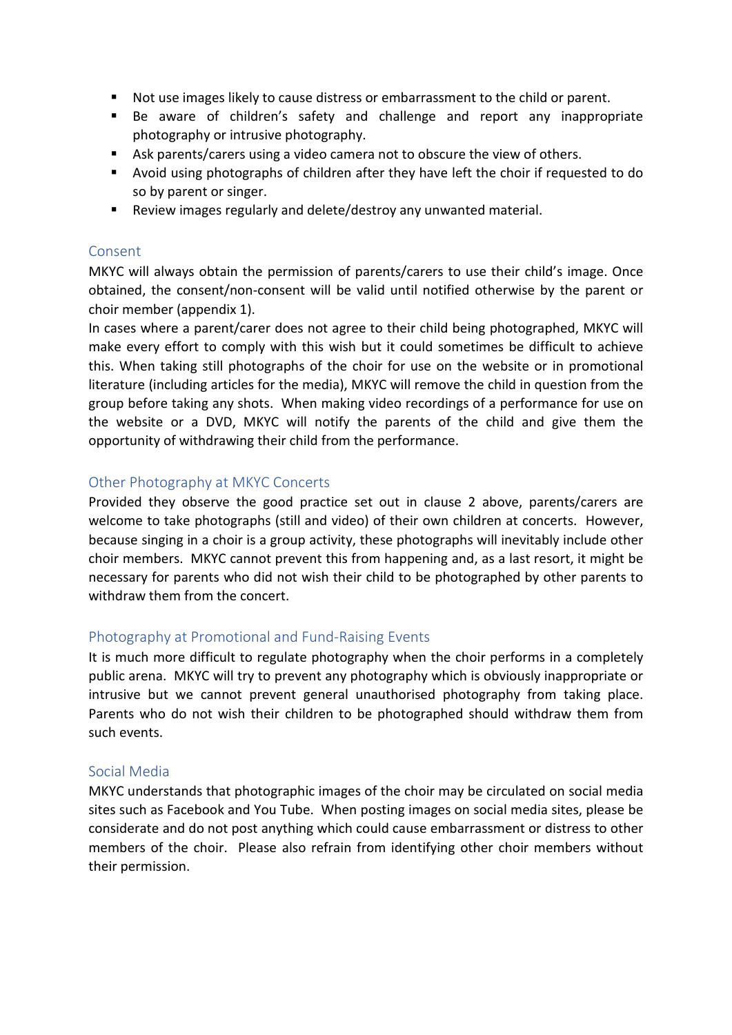- Not use images likely to cause distress or embarrassment to the child or parent.
- Be aware of children's safety and challenge and report any inappropriate photography or intrusive photography.
- Ask parents/carers using a video camera not to obscure the view of others.
- Avoid using photographs of children after they have left the choir if requested to do so by parent or singer.
- Review images regularly and delete/destroy any unwanted material.

## Consent

MKYC will always obtain the permission of parents/carers to use their child's image. Once obtained, the consent/non-consent will be valid until notified otherwise by the parent or choir member (appendix 1).

In cases where a parent/carer does not agree to their child being photographed, MKYC will make every effort to comply with this wish but it could sometimes be difficult to achieve this. When taking still photographs of the choir for use on the website or in promotional literature (including articles for the media), MKYC will remove the child in question from the group before taking any shots. When making video recordings of a performance for use on the website or a DVD, MKYC will notify the parents of the child and give them the opportunity of withdrawing their child from the performance.

## Other Photography at MKYC Concerts

Provided they observe the good practice set out in clause 2 above, parents/carers are welcome to take photographs (still and video) of their own children at concerts. However, because singing in a choir is a group activity, these photographs will inevitably include other choir members. MKYC cannot prevent this from happening and, as a last resort, it might be necessary for parents who did not wish their child to be photographed by other parents to withdraw them from the concert.

## Photography at Promotional and Fund-Raising Events

It is much more difficult to regulate photography when the choir performs in a completely public arena. MKYC will try to prevent any photography which is obviously inappropriate or intrusive but we cannot prevent general unauthorised photography from taking place. Parents who do not wish their children to be photographed should withdraw them from such events.

## Social Media

MKYC understands that photographic images of the choir may be circulated on social media sites such as Facebook and You Tube. When posting images on social media sites, please be considerate and do not post anything which could cause embarrassment or distress to other members of the choir. Please also refrain from identifying other choir members without their permission.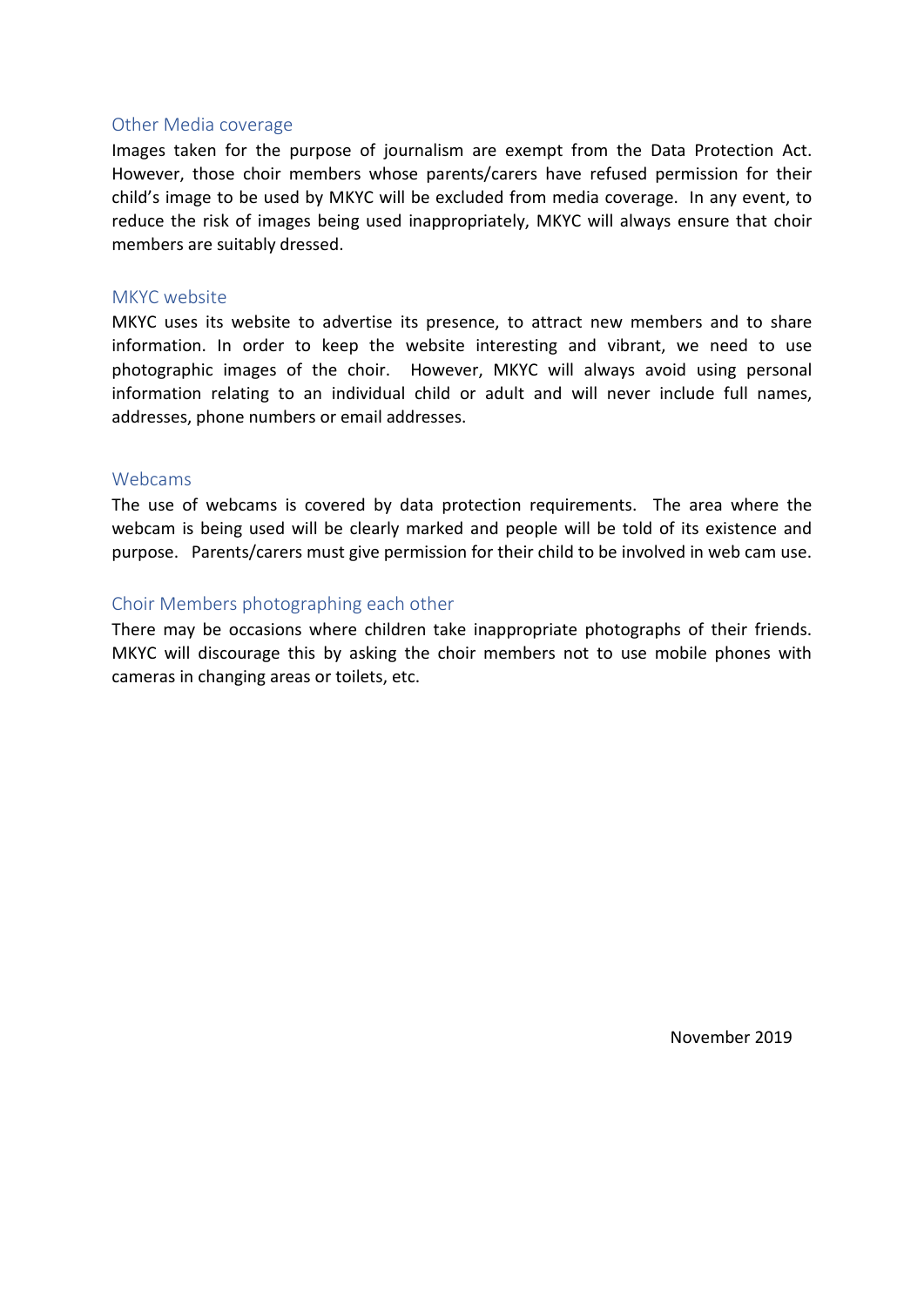## Other Media coverage

Images taken for the purpose of journalism are exempt from the Data Protection Act. However, those choir members whose parents/carers have refused permission for their child's image to be used by MKYC will be excluded from media coverage. In any event, to reduce the risk of images being used inappropriately, MKYC will always ensure that choir members are suitably dressed.

## MKYC website

MKYC uses its website to advertise its presence, to attract new members and to share information. In order to keep the website interesting and vibrant, we need to use photographic images of the choir. However, MKYC will always avoid using personal information relating to an individual child or adult and will never include full names, addresses, phone numbers or email addresses.

## Webcams

The use of webcams is covered by data protection requirements. The area where the webcam is being used will be clearly marked and people will be told of its existence and purpose. Parents/carers must give permission for their child to be involved in web cam use.

## Choir Members photographing each other

There may be occasions where children take inappropriate photographs of their friends. MKYC will discourage this by asking the choir members not to use mobile phones with cameras in changing areas or toilets, etc.

November 2019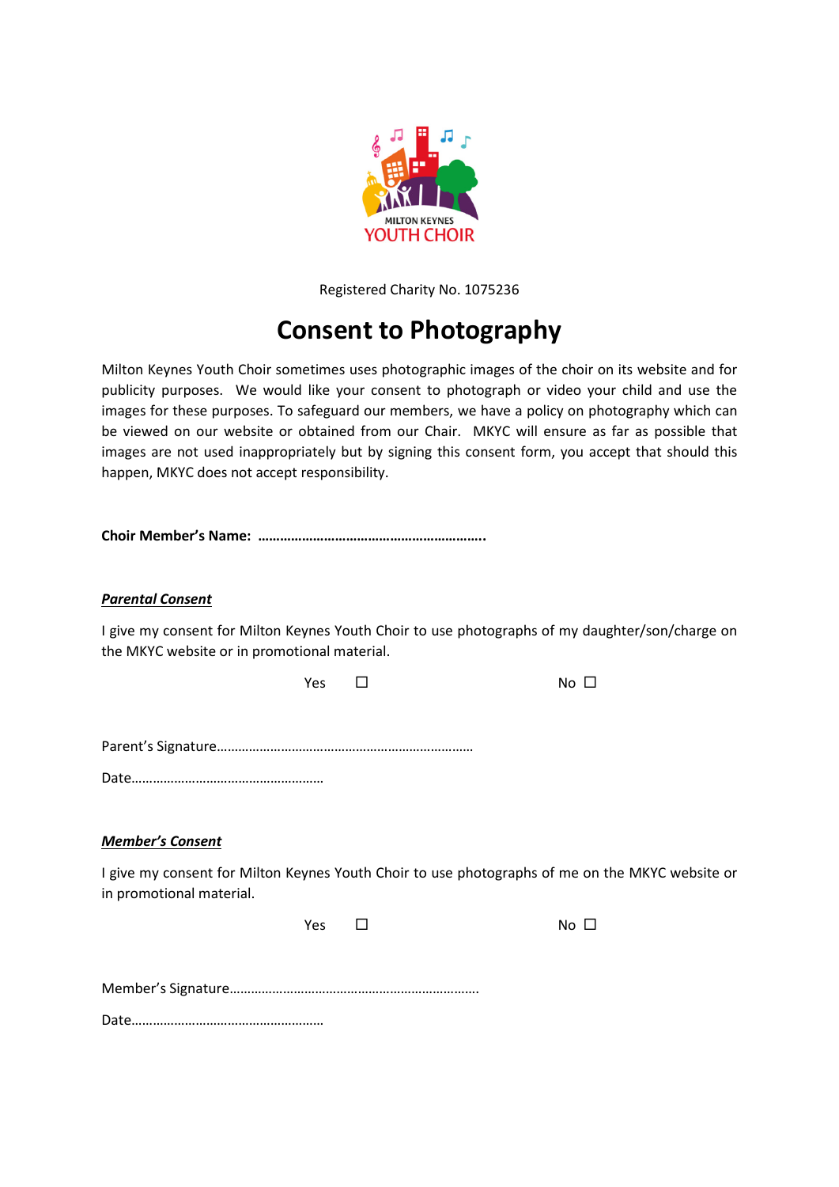MILTON KEYNES
YOUTH CHOIR

Registered Charity No. 1075236

# Consent to Photography

Milton Keynes Youth Choir sometimes uses photographic images of the choir on its website and for publicity purposes. We would like your consent to photograph or video your child and use the images for these purposes. To safeguard our members, we have a policy on photography which can be viewed on our website or obtained from our Chair. MKYC will ensure as far as possible that images are not used inappropriately but by signing this consent form, you accept that should this happen, MKYC does not accept responsibility.

**Choir Member's Name: …………………………………………………….**

***Parental Consent***

I give my consent for Milton Keynes Youth Choir to use photographs of my daughter/son/charge on the MKYC website or in promotional material.

Yes ☐ No ☐

Parent's Signature………………………………………………………………

Date……………………………………………

***Member's Consent***

I give my consent for Milton Keynes Youth Choir to use photographs of me on the MKYC website or in promotional material.

Yes ☐ No ☐

Member's Signature……………………………………………………………

Date……………………………………………